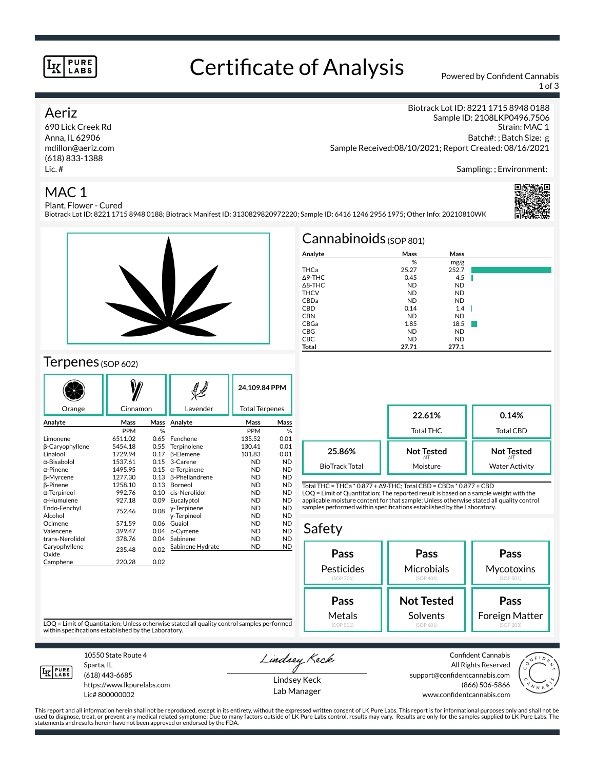# Certificate of Analysis

Powered by Confident Cannabis

## Aeriz

690 Lick Creek Rd
Anna, IL 62906
mdillon@aeriz.com
(618) 833-1388
Lic. #

Biotrack Lot ID: 8221 1715 8948 0188
Sample ID: 2108LKP0496.7506
Strain: MAC 1
Batch#: ; Batch Size: g
Sample Received:08/10/2021; Report Created: 08/16/2021

Sampling: ; Environment:

## MAC 1

Plant, Flower - Cured
Biotrack Lot ID: 8221 1715 8948 0188; Biotrack Manifest ID: 3130829820972220; Sample ID: 6416 1246 2956 1975; Other Info: 20210810WK

## Cannabinoids (SOP 801)

| Analyte | Mass | Mass |
|---|---|---|
| | % | mg/g |
| THCa | 25.27 | 252.7 |
| Δ9-THC | 0.45 | 4.5 |
| Δ8-THC | ND | ND |
| THCV | ND | ND |
| CBDa | ND | ND |
| CBD | 0.14 | 1.4 |
| CBN | ND | ND |
| CBGa | 1.85 | 18.5 |
| CBG | ND | ND |
| CBC | ND | ND |
| **Total** | **27.71** | **277.1** |

| | | |
|---|---|---|
| | **22.61%** Total THC | **0.14%** Total CBD |
| **25.86%** BioTrack Total | **Not Tested** (NT) Moisture | **Not Tested** (NT) Water Activity |

Total THC = THCa * 0.877 + Δ9-THC; Total CBD = CBDa * 0.877 + CBD
LOQ = Limit of Quantitation; The reported result is based on a sample weight with the applicable moisture content for that sample; Unless otherwise stated all quality control samples performed within specifications established by the Laboratory.

## Terpenes (SOP 602)

Orange | Cinnamon | Lavender | **24,109.84 PPM** Total Terpenes

| Analyte | Mass | Mass | Analyte | Mass | Mass |
|---|---|---|---|---|---|
| | PPM | % | | PPM | % |
| Limonene | 6511.02 | 0.65 | Fenchone | 135.52 | 0.01 |
| β-Caryophyllene | 5454.18 | 0.55 | Terpinolene | 130.41 | 0.01 |
| Linalool | 1729.94 | 0.17 | β-Elemene | 101.83 | 0.01 |
| α-Bisabolol | 1537.61 | 0.15 | 3-Carene | ND | ND |
| α-Pinene | 1495.95 | 0.15 | α-Terpinene | ND | ND |
| β-Myrcene | 1277.30 | 0.13 | β-Phellandrene | ND | ND |
| β-Pinene | 1258.10 | 0.13 | Borneol | ND | ND |
| α-Terpineol | 992.76 | 0.10 | cis-Nerolidol | ND | ND |
| α-Humulene | 927.18 | 0.09 | Eucalyptol | ND | ND |
| Endo-Fenchyl Alcohol | 752.46 | 0.08 | γ-Terpinene | ND | ND |
| | | | γ-Terpineol | ND | ND |
| Ocimene | 571.59 | 0.06 | Guaiol | ND | ND |
| Valencene | 399.47 | 0.04 | p-Cymene | ND | ND |
| trans-Nerolidol | 378.76 | 0.04 | Sabinene | ND | ND |
| Caryophyllene Oxide | 235.48 | 0.02 | Sabinene Hydrate | ND | ND |
| Camphene | 220.28 | 0.02 | | | |

LOQ = Limit of Quantitation; Unless otherwise stated all quality control samples performed within specifications established by the Laboratory.

## Safety

| | | |
|---|---|---|
| **Pass** Pesticides (SOP 701) | **Pass** Microbials (SOP 401) | **Pass** Mycotoxins (SOP 501) |
| **Pass** Metals (SOP 501) | **Not Tested** Solvents (SOP 601) | **Pass** Foreign Matter (SOP 203) |

10550 State Route 4
Sparta, IL
(618) 443-6685
https://www.lkpurelabs.com
Lic# 800000002

Lindsey Keck
Lab Manager

Confident Cannabis
All Rights Reserved
support@confidentcannabis.com
(866) 506-5866
www.confidentcannabis.com

This report and all information herein shall not be reproduced, except in its entirety, without the expressed written consent of LK Pure Labs. This report is for informational purposes only and shall not be used to diagnose, treat, or prevent any medical related symptome; Due to many factors outside of LK Pure Labs control, results may vary. Results are only for the samples supplied to LK Pure Labs. The statements and results herein have not been approved or endorsed by the FDA.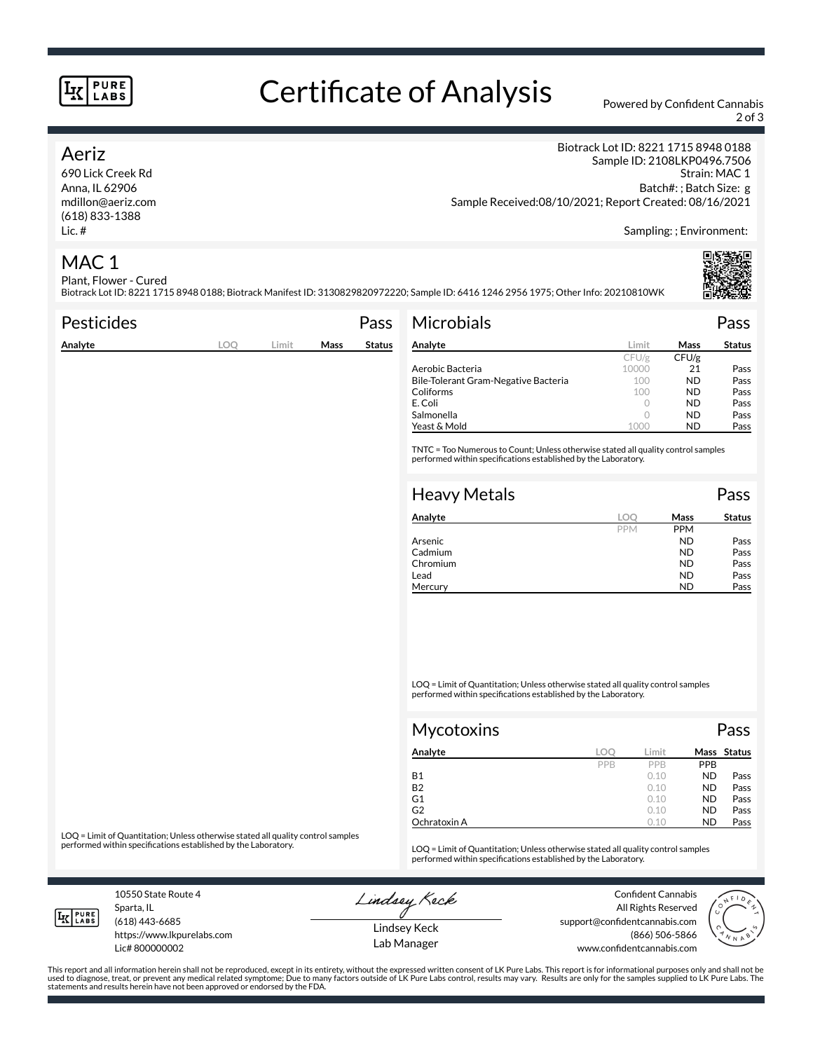# Certificate of Analysis

Powered by Confident Cannabis

## Aeriz

690 Lick Creek Rd
Anna, IL 62906
mdillon@aeriz.com
(618) 833-1388
Lic. #

Biotrack Lot ID: 8221 1715 8948 0188
Sample ID: 2108LKP0496.7506
Strain: MAC 1
Batch#: ; Batch Size: g
Sample Received:08/10/2021; Report Created: 08/16/2021

Sampling: ; Environment:

## MAC 1

Plant, Flower - Cured
Biotrack Lot ID: 8221 1715 8948 0188; Biotrack Manifest ID: 3130829820972220; Sample ID: 6416 1246 2956 1975; Other Info: 20210810WK

### Pesticides — Pass

| Analyte | LOQ | Limit | Mass | Status |
|---|---|---|---|---|

LOQ = Limit of Quantitation; Unless otherwise stated all quality control samples performed within specifications established by the Laboratory.

### Microbials — Pass

| Analyte | Limit | Mass | Status |
|---|---|---|---|
| | CFU/g | CFU/g | |
| Aerobic Bacteria | 10000 | 21 | Pass |
| Bile-Tolerant Gram-Negative Bacteria | 100 | ND | Pass |
| Coliforms | 100 | ND | Pass |
| E. Coli | 0 | ND | Pass |
| Salmonella | 0 | ND | Pass |
| Yeast & Mold | 1000 | ND | Pass |

TNTC = Too Numerous to Count; Unless otherwise stated all quality control samples performed within specifications established by the Laboratory.

### Heavy Metals — Pass

| Analyte | LOQ | Mass | Status |
|---|---|---|---|
| | PPM | PPM | |
| Arsenic | | ND | Pass |
| Cadmium | | ND | Pass |
| Chromium | | ND | Pass |
| Lead | | ND | Pass |
| Mercury | | ND | Pass |

LOQ = Limit of Quantitation; Unless otherwise stated all quality control samples performed within specifications established by the Laboratory.

### Mycotoxins — Pass

| Analyte | LOQ | Limit | Mass | Status |
|---|---|---|---|---|
| | PPB | PPB | PPB | |
| B1 | | 0.10 | ND | Pass |
| B2 | | 0.10 | ND | Pass |
| G1 | | 0.10 | ND | Pass |
| G2 | | 0.10 | ND | Pass |
| Ochratoxin A | | 0.10 | ND | Pass |

LOQ = Limit of Quantitation; Unless otherwise stated all quality control samples performed within specifications established by the Laboratory.

10550 State Route 4
Sparta, IL
(618) 443-6685
https://www.lkpurelabs.com
Lic# 800000002

Lindsey Keck
Lab Manager

Confident Cannabis
All Rights Reserved
support@confidentcannabis.com
(866) 506-5866
www.confidentcannabis.com

This report and all information herein shall not be reproduced, except in its entirety, without the expressed written consent of LK Pure Labs. This report is for informational purposes only and shall not be used to diagnose, treat, or prevent any medical related symptome; Due to many factors outside of LK Pure Labs control, results may vary. Results are only for the samples supplied to LK Pure Labs. The statements and results herein have not been approved or endorsed by the FDA.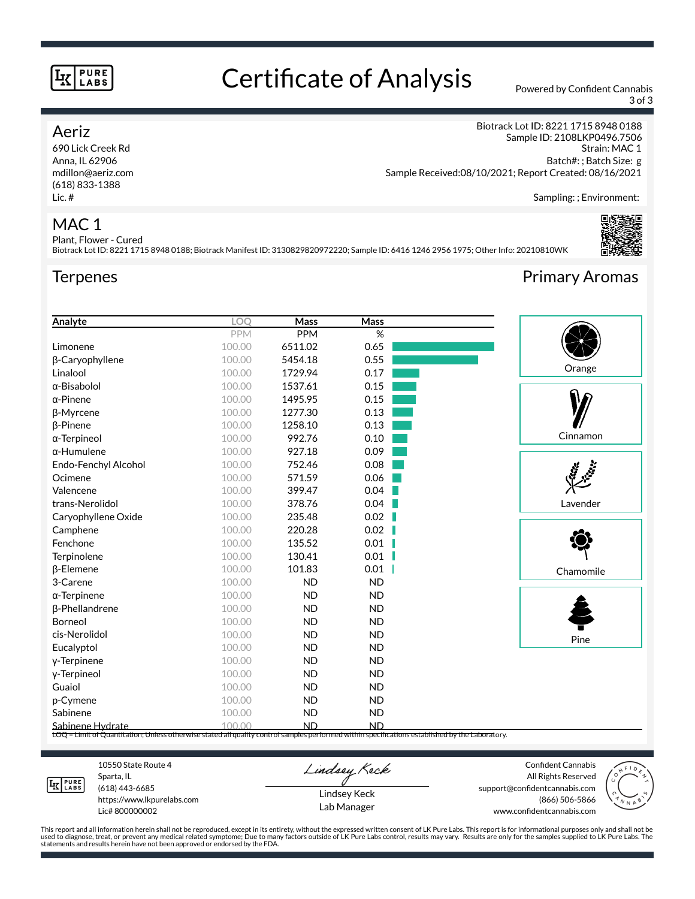# Certificate of Analysis

Powered by Confident Cannabis

## Aeriz

690 Lick Creek Rd
Anna, IL 62906
mdillon@aeriz.com
(618) 833-1388
Lic. #

Biotrack Lot ID: 8221 1715 8948 0188
Sample ID: 2108LKP0496.7506
Strain: MAC 1
Batch#: ; Batch Size: g
Sample Received:08/10/2021; Report Created: 08/16/2021

Sampling: ; Environment:

## MAC 1

Plant, Flower - Cured
Biotrack Lot ID: 8221 1715 8948 0188; Biotrack Manifest ID: 3130829820972220; Sample ID: 6416 1246 2956 1975; Other Info: 20210810WK

## Terpenes

| Analyte | LOQ | Mass | Mass |
|---|---|---|---|
| | PPM | PPM | % |
| Limonene | 100.00 | 6511.02 | 0.65 |
| β-Caryophyllene | 100.00 | 5454.18 | 0.55 |
| Linalool | 100.00 | 1729.94 | 0.17 |
| α-Bisabolol | 100.00 | 1537.61 | 0.15 |
| α-Pinene | 100.00 | 1495.95 | 0.15 |
| β-Myrcene | 100.00 | 1277.30 | 0.13 |
| β-Pinene | 100.00 | 1258.10 | 0.13 |
| α-Terpineol | 100.00 | 992.76 | 0.10 |
| α-Humulene | 100.00 | 927.18 | 0.09 |
| Endo-Fenchyl Alcohol | 100.00 | 752.46 | 0.08 |
| Ocimene | 100.00 | 571.59 | 0.06 |
| Valencene | 100.00 | 399.47 | 0.04 |
| trans-Nerolidol | 100.00 | 378.76 | 0.04 |
| Caryophyllene Oxide | 100.00 | 235.48 | 0.02 |
| Camphene | 100.00 | 220.28 | 0.02 |
| Fenchone | 100.00 | 135.52 | 0.01 |
| Terpinolene | 100.00 | 130.41 | 0.01 |
| β-Elemene | 100.00 | 101.83 | 0.01 |
| 3-Carene | 100.00 | ND | ND |
| α-Terpinene | 100.00 | ND | ND |
| β-Phellandrene | 100.00 | ND | ND |
| Borneol | 100.00 | ND | ND |
| cis-Nerolidol | 100.00 | ND | ND |
| Eucalyptol | 100.00 | ND | ND |
| γ-Terpinene | 100.00 | ND | ND |
| γ-Terpineol | 100.00 | ND | ND |
| Guaiol | 100.00 | ND | ND |
| p-Cymene | 100.00 | ND | ND |
| Sabinene | 100.00 | ND | ND |
| Sabinene Hydrate | 100.00 | ND | ND |

LOQ = Limit of Quantitation; Unless otherwise stated all quality control samples performed within specifications established by the Laboratory.

## Primary Aromas

Orange
Cinnamon
Lavender
Chamomile
Pine

10550 State Route 4
Sparta, IL
(618) 443-6685
https://www.lkpurelabs.com
Lic# 800000002

Lindsey Keck
Lab Manager

Confident Cannabis
All Rights Reserved
support@confidentcannabis.com
(866) 506-5866
www.confidentcannabis.com

This report and all information herein shall not be reproduced, except in its entirety, without the expressed written consent of LK Pure Labs. This report is for informational purposes only and shall not be used to diagnose, treat, or prevent any medical related symptome; Due to many factors outside of LK Pure Labs control, results may vary. Results are only for the samples supplied to LK Pure Labs. The statements and results herein have not been approved or endorsed by the FDA.